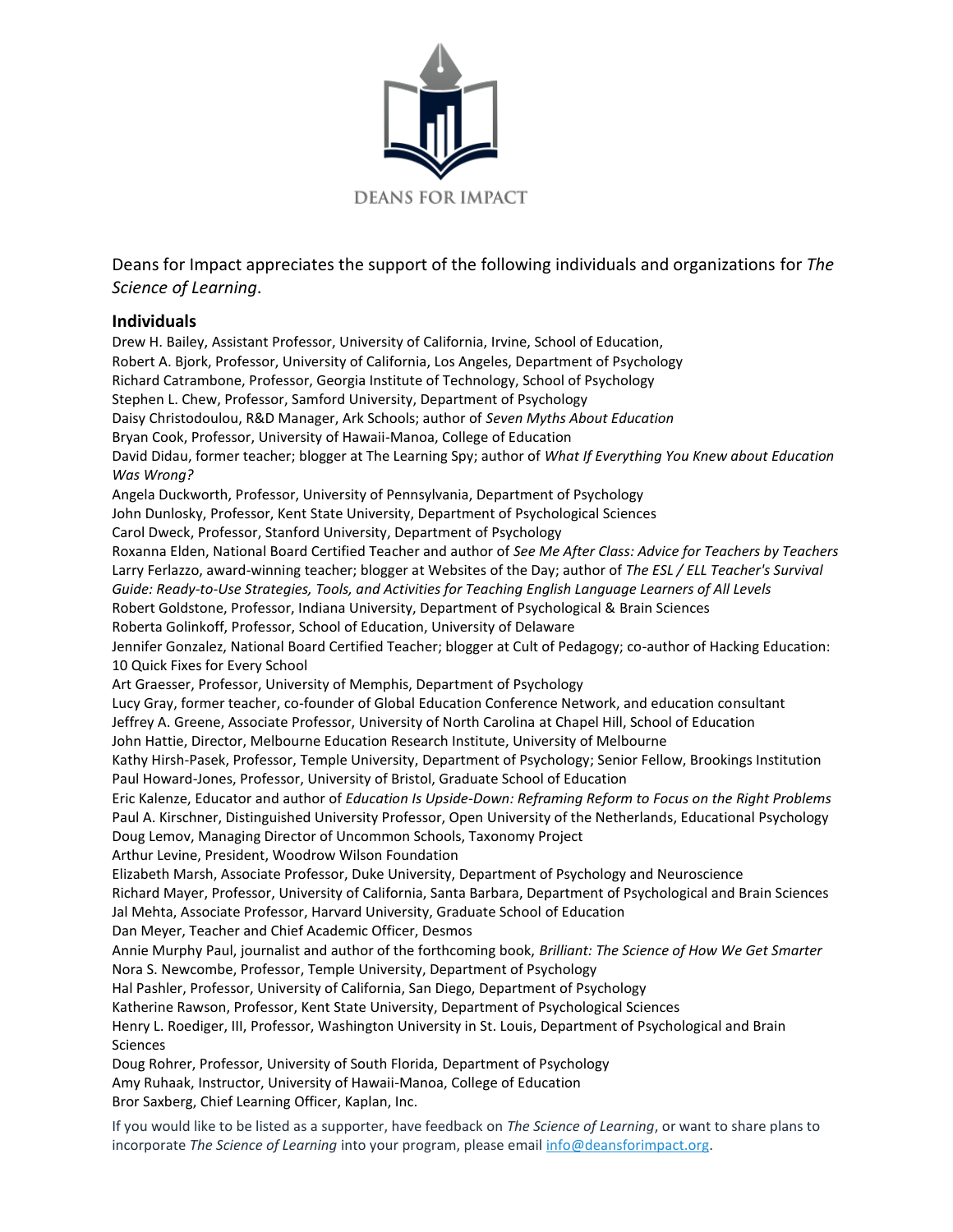DEANS FOR IMPACT

Deans for Impact appreciates the support of the following individuals and organizations for *The Science of Learning*.

### Individuals

Drew H. Bailey, Assistant Professor, University of California, Irvine, School of Education,
Robert A. Bjork, Professor, University of California, Los Angeles, Department of Psychology
Richard Catrambone, Professor, Georgia Institute of Technology, School of Psychology
Stephen L. Chew, Professor, Samford University, Department of Psychology
Daisy Christodoulou, R&D Manager, Ark Schools; author of *Seven Myths About Education*
Bryan Cook, Professor, University of Hawaii-Manoa, College of Education
David Didau, former teacher; blogger at The Learning Spy; author of *What If Everything You Knew about Education Was Wrong?*
Angela Duckworth, Professor, University of Pennsylvania, Department of Psychology
John Dunlosky, Professor, Kent State University, Department of Psychological Sciences
Carol Dweck, Professor, Stanford University, Department of Psychology
Roxanna Elden, National Board Certified Teacher and author of *See Me After Class: Advice for Teachers by Teachers*
Larry Ferlazzo, award-winning teacher; blogger at Websites of the Day; author of *The ESL / ELL Teacher's Survival Guide: Ready-to-Use Strategies, Tools, and Activities for Teaching English Language Learners of All Levels*
Robert Goldstone, Professor, Indiana University, Department of Psychological & Brain Sciences
Roberta Golinkoff, Professor, School of Education, University of Delaware
Jennifer Gonzalez, National Board Certified Teacher; blogger at Cult of Pedagogy; co-author of Hacking Education: 10 Quick Fixes for Every School
Art Graesser, Professor, University of Memphis, Department of Psychology
Lucy Gray, former teacher, co-founder of Global Education Conference Network, and education consultant
Jeffrey A. Greene, Associate Professor, University of North Carolina at Chapel Hill, School of Education
John Hattie, Director, Melbourne Education Research Institute, University of Melbourne
Kathy Hirsh-Pasek, Professor, Temple University, Department of Psychology; Senior Fellow, Brookings Institution
Paul Howard-Jones, Professor, University of Bristol, Graduate School of Education
Eric Kalenze, Educator and author of *Education Is Upside-Down: Reframing Reform to Focus on the Right Problems*
Paul A. Kirschner, Distinguished University Professor, Open University of the Netherlands, Educational Psychology
Doug Lemov, Managing Director of Uncommon Schools, Taxonomy Project
Arthur Levine, President, Woodrow Wilson Foundation
Elizabeth Marsh, Associate Professor, Duke University, Department of Psychology and Neuroscience
Richard Mayer, Professor, University of California, Santa Barbara, Department of Psychological and Brain Sciences
Jal Mehta, Associate Professor, Harvard University, Graduate School of Education
Dan Meyer, Teacher and Chief Academic Officer, Desmos
Annie Murphy Paul, journalist and author of the forthcoming book, *Brilliant: The Science of How We Get Smarter*
Nora S. Newcombe, Professor, Temple University, Department of Psychology
Hal Pashler, Professor, University of California, San Diego, Department of Psychology
Katherine Rawson, Professor, Kent State University, Department of Psychological Sciences
Henry L. Roediger, III, Professor, Washington University in St. Louis, Department of Psychological and Brain Sciences
Doug Rohrer, Professor, University of South Florida, Department of Psychology
Amy Ruhaak, Instructor, University of Hawaii-Manoa, College of Education
Bror Saxberg, Chief Learning Officer, Kaplan, Inc.

If you would like to be listed as a supporter, have feedback on *The Science of Learning*, or want to share plans to incorporate *The Science of Learning* into your program, please email info@deansforimpact.org.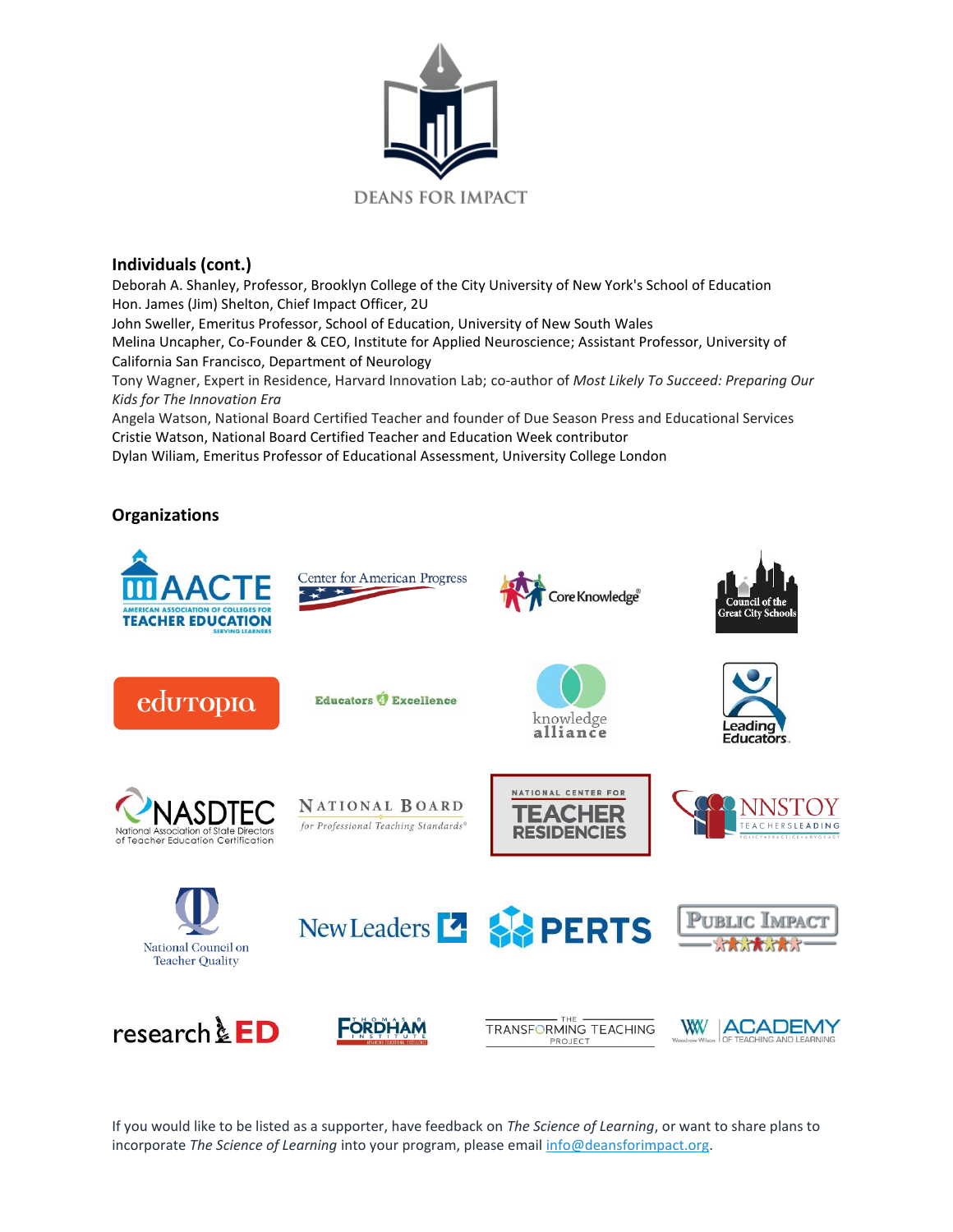### Individuals (cont.)

Deborah A. Shanley, Professor, Brooklyn College of the City University of New York's School of Education
Hon. James (Jim) Shelton, Chief Impact Officer, 2U
John Sweller, Emeritus Professor, School of Education, University of New South Wales
Melina Uncapher, Co-Founder & CEO, Institute for Applied Neuroscience; Assistant Professor, University of California San Francisco, Department of Neurology
Tony Wagner, Expert in Residence, Harvard Innovation Lab; co-author of *Most Likely To Succeed: Preparing Our Kids for The Innovation Era*
Angela Watson, National Board Certified Teacher and founder of Due Season Press and Educational Services
Cristie Watson, National Board Certified Teacher and Education Week contributor
Dylan Wiliam, Emeritus Professor of Educational Assessment, University College London

### Organizations

If you would like to be listed as a supporter, have feedback on *The Science of Learning*, or want to share plans to incorporate *The Science of Learning* into your program, please email info@deansforimpact.org.